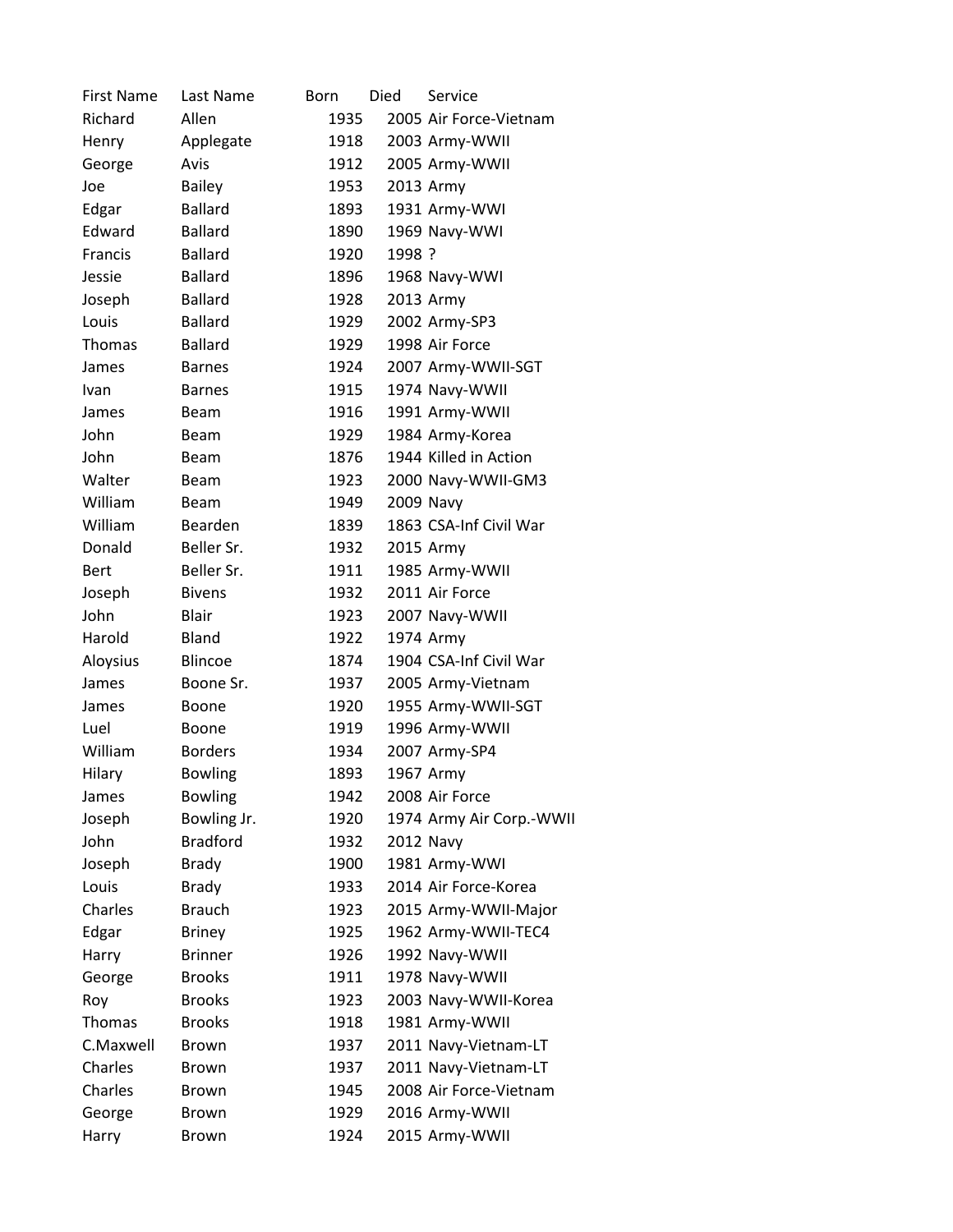| First Name | Last Name | Born | Died | Service |
| --- | --- | --- | --- | --- |
| Richard | Allen | 1935 | 2005 | Air Force-Vietnam |
| Henry | Applegate | 1918 | 2003 | Army-WWII |
| George | Avis | 1912 | 2005 | Army-WWII |
| Joe | Bailey | 1953 | 2013 | Army |
| Edgar | Ballard | 1893 | 1931 | Army-WWI |
| Edward | Ballard | 1890 | 1969 | Navy-WWI |
| Francis | Ballard | 1920 | 1998 | ? |
| Jessie | Ballard | 1896 | 1968 | Navy-WWI |
| Joseph | Ballard | 1928 | 2013 | Army |
| Louis | Ballard | 1929 | 2002 | Army-SP3 |
| Thomas | Ballard | 1929 | 1998 | Air Force |
| James | Barnes | 1924 | 2007 | Army-WWII-SGT |
| Ivan | Barnes | 1915 | 1974 | Navy-WWII |
| James | Beam | 1916 | 1991 | Army-WWII |
| John | Beam | 1929 | 1984 | Army-Korea |
| John | Beam | 1876 | 1944 | Killed in Action |
| Walter | Beam | 1923 | 2000 | Navy-WWII-GM3 |
| William | Beam | 1949 | 2009 | Navy |
| William | Bearden | 1839 | 1863 | CSA-Inf Civil War |
| Donald | Beller Sr. | 1932 | 2015 | Army |
| Bert | Beller Sr. | 1911 | 1985 | Army-WWII |
| Joseph | Bivens | 1932 | 2011 | Air Force |
| John | Blair | 1923 | 2007 | Navy-WWII |
| Harold | Bland | 1922 | 1974 | Army |
| Aloysius | Blincoe | 1874 | 1904 | CSA-Inf Civil War |
| James | Boone Sr. | 1937 | 2005 | Army-Vietnam |
| James | Boone | 1920 | 1955 | Army-WWII-SGT |
| Luel | Boone | 1919 | 1996 | Army-WWII |
| William | Borders | 1934 | 2007 | Army-SP4 |
| Hilary | Bowling | 1893 | 1967 | Army |
| James | Bowling | 1942 | 2008 | Air Force |
| Joseph | Bowling Jr. | 1920 | 1974 | Army Air Corp.-WWII |
| John | Bradford | 1932 | 2012 | Navy |
| Joseph | Brady | 1900 | 1981 | Army-WWI |
| Louis | Brady | 1933 | 2014 | Air Force-Korea |
| Charles | Brauch | 1923 | 2015 | Army-WWII-Major |
| Edgar | Briney | 1925 | 1962 | Army-WWII-TEC4 |
| Harry | Brinner | 1926 | 1992 | Navy-WWII |
| George | Brooks | 1911 | 1978 | Navy-WWII |
| Roy | Brooks | 1923 | 2003 | Navy-WWII-Korea |
| Thomas | Brooks | 1918 | 1981 | Army-WWII |
| C.Maxwell | Brown | 1937 | 2011 | Navy-Vietnam-LT |
| Charles | Brown | 1937 | 2011 | Navy-Vietnam-LT |
| Charles | Brown | 1945 | 2008 | Air Force-Vietnam |
| George | Brown | 1929 | 2016 | Army-WWII |
| Harry | Brown | 1924 | 2015 | Army-WWII |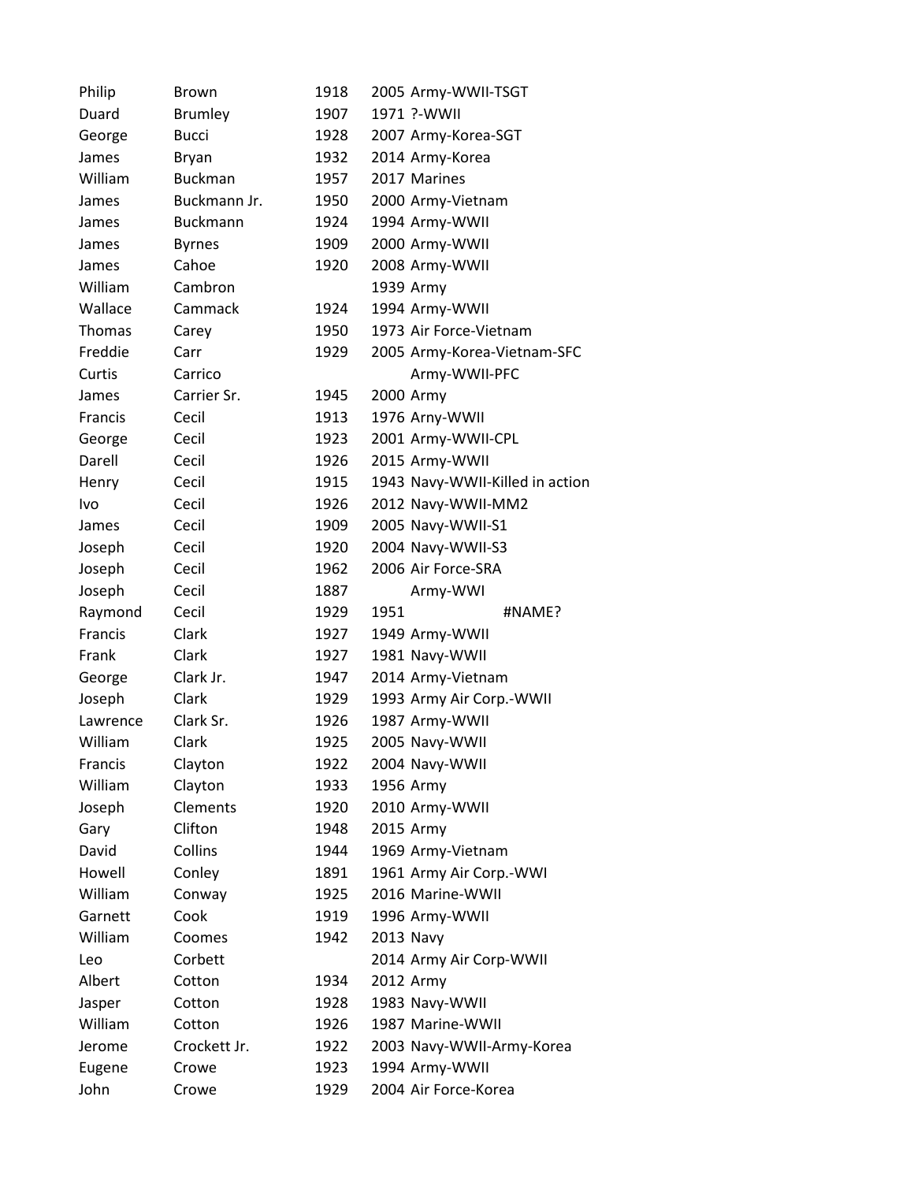| | | | | |
|---|---|---|---|---|
| Philip | Brown | 1918 | 2005 | Army-WWII-TSGT |
| Duard | Brumley | 1907 | 1971 | ?-WWII |
| George | Bucci | 1928 | 2007 | Army-Korea-SGT |
| James | Bryan | 1932 | 2014 | Army-Korea |
| William | Buckman | 1957 | 2017 | Marines |
| James | Buckmann Jr. | 1950 | 2000 | Army-Vietnam |
| James | Buckmann | 1924 | 1994 | Army-WWII |
| James | Byrnes | 1909 | 2000 | Army-WWII |
| James | Cahoe | 1920 | 2008 | Army-WWII |
| William | Cambron | | 1939 | Army |
| Wallace | Cammack | 1924 | 1994 | Army-WWII |
| Thomas | Carey | 1950 | 1973 | Air Force-Vietnam |
| Freddie | Carr | 1929 | 2005 | Army-Korea-Vietnam-SFC |
| Curtis | Carrico | | | Army-WWII-PFC |
| James | Carrier Sr. | 1945 | 2000 | Army |
| Francis | Cecil | 1913 | 1976 | Arny-WWII |
| George | Cecil | 1923 | 2001 | Army-WWII-CPL |
| Darell | Cecil | 1926 | 2015 | Army-WWII |
| Henry | Cecil | 1915 | 1943 | Navy-WWII-Killed in action |
| Ivo | Cecil | 1926 | 2012 | Navy-WWII-MM2 |
| James | Cecil | 1909 | 2005 | Navy-WWII-S1 |
| Joseph | Cecil | 1920 | 2004 | Navy-WWII-S3 |
| Joseph | Cecil | 1962 | 2006 | Air Force-SRA |
| Joseph | Cecil | 1887 | | Army-WWI |
| Raymond | Cecil | 1929 | 1951 | #NAME? |
| Francis | Clark | 1927 | 1949 | Army-WWII |
| Frank | Clark | 1927 | 1981 | Navy-WWII |
| George | Clark Jr. | 1947 | 2014 | Army-Vietnam |
| Joseph | Clark | 1929 | 1993 | Army Air Corp.-WWII |
| Lawrence | Clark Sr. | 1926 | 1987 | Army-WWII |
| William | Clark | 1925 | 2005 | Navy-WWII |
| Francis | Clayton | 1922 | 2004 | Navy-WWII |
| William | Clayton | 1933 | 1956 | Army |
| Joseph | Clements | 1920 | 2010 | Army-WWII |
| Gary | Clifton | 1948 | 2015 | Army |
| David | Collins | 1944 | 1969 | Army-Vietnam |
| Howell | Conley | 1891 | 1961 | Army Air Corp.-WWI |
| William | Conway | 1925 | 2016 | Marine-WWII |
| Garnett | Cook | 1919 | 1996 | Army-WWII |
| William | Coomes | 1942 | 2013 | Navy |
| Leo | Corbett | | 2014 | Army Air Corp-WWII |
| Albert | Cotton | 1934 | 2012 | Army |
| Jasper | Cotton | 1928 | 1983 | Navy-WWII |
| William | Cotton | 1926 | 1987 | Marine-WWII |
| Jerome | Crockett Jr. | 1922 | 2003 | Navy-WWII-Army-Korea |
| Eugene | Crowe | 1923 | 1994 | Army-WWII |
| John | Crowe | 1929 | 2004 | Air Force-Korea |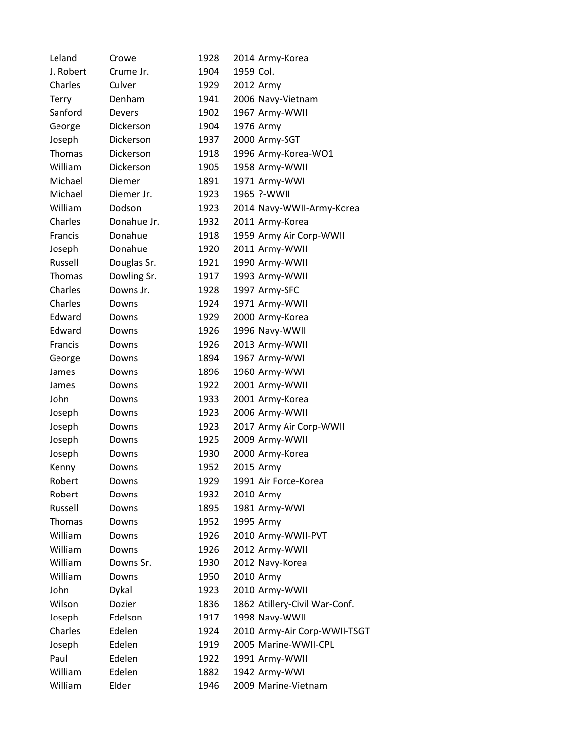| Leland | Crowe | 1928 | 2014 | Army-Korea |
|---|---|---|---|---|
| J. Robert | Crume Jr. | 1904 | 1959 | Col. |
| Charles | Culver | 1929 | 2012 | Army |
| Terry | Denham | 1941 | 2006 | Navy-Vietnam |
| Sanford | Devers | 1902 | 1967 | Army-WWII |
| George | Dickerson | 1904 | 1976 | Army |
| Joseph | Dickerson | 1937 | 2000 | Army-SGT |
| Thomas | Dickerson | 1918 | 1996 | Army-Korea-WO1 |
| William | Dickerson | 1905 | 1958 | Army-WWII |
| Michael | Diemer | 1891 | 1971 | Army-WWI |
| Michael | Diemer Jr. | 1923 | 1965 | ?-WWII |
| William | Dodson | 1923 | 2014 | Navy-WWII-Army-Korea |
| Charles | Donahue Jr. | 1932 | 2011 | Army-Korea |
| Francis | Donahue | 1918 | 1959 | Army Air Corp-WWII |
| Joseph | Donahue | 1920 | 2011 | Army-WWII |
| Russell | Douglas Sr. | 1921 | 1990 | Army-WWII |
| Thomas | Dowling Sr. | 1917 | 1993 | Army-WWII |
| Charles | Downs Jr. | 1928 | 1997 | Army-SFC |
| Charles | Downs | 1924 | 1971 | Army-WWII |
| Edward | Downs | 1929 | 2000 | Army-Korea |
| Edward | Downs | 1926 | 1996 | Navy-WWII |
| Francis | Downs | 1926 | 2013 | Army-WWII |
| George | Downs | 1894 | 1967 | Army-WWI |
| James | Downs | 1896 | 1960 | Army-WWI |
| James | Downs | 1922 | 2001 | Army-WWII |
| John | Downs | 1933 | 2001 | Army-Korea |
| Joseph | Downs | 1923 | 2006 | Army-WWII |
| Joseph | Downs | 1923 | 2017 | Army Air Corp-WWII |
| Joseph | Downs | 1925 | 2009 | Army-WWII |
| Joseph | Downs | 1930 | 2000 | Army-Korea |
| Kenny | Downs | 1952 | 2015 | Army |
| Robert | Downs | 1929 | 1991 | Air Force-Korea |
| Robert | Downs | 1932 | 2010 | Army |
| Russell | Downs | 1895 | 1981 | Army-WWI |
| Thomas | Downs | 1952 | 1995 | Army |
| William | Downs | 1926 | 2010 | Army-WWII-PVT |
| William | Downs | 1926 | 2012 | Army-WWII |
| William | Downs Sr. | 1930 | 2012 | Navy-Korea |
| William | Downs | 1950 | 2010 | Army |
| John | Dykal | 1923 | 2010 | Army-WWII |
| Wilson | Dozier | 1836 | 1862 | Atillery-Civil War-Conf. |
| Joseph | Edelson | 1917 | 1998 | Navy-WWII |
| Charles | Edelen | 1924 | 2010 | Army-Air Corp-WWII-TSGT |
| Joseph | Edelen | 1919 | 2005 | Marine-WWII-CPL |
| Paul | Edelen | 1922 | 1991 | Army-WWII |
| William | Edelen | 1882 | 1942 | Army-WWI |
| William | Elder | 1946 | 2009 | Marine-Vietnam |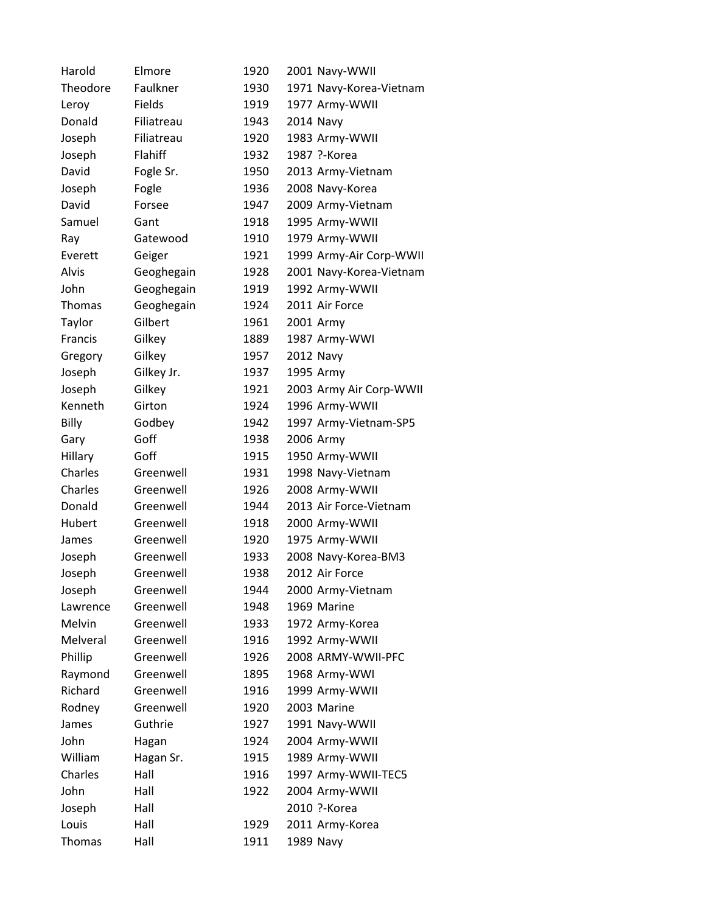| Harold | Elmore | 1920 | 2001 | Navy-WWII |
|---|---|---|---|---|
| Theodore | Faulkner | 1930 | 1971 | Navy-Korea-Vietnam |
| Leroy | Fields | 1919 | 1977 | Army-WWII |
| Donald | Filiatreau | 1943 | 2014 | Navy |
| Joseph | Filiatreau | 1920 | 1983 | Army-WWII |
| Joseph | Flahiff | 1932 | 1987 | ?-Korea |
| David | Fogle Sr. | 1950 | 2013 | Army-Vietnam |
| Joseph | Fogle | 1936 | 2008 | Navy-Korea |
| David | Forsee | 1947 | 2009 | Army-Vietnam |
| Samuel | Gant | 1918 | 1995 | Army-WWII |
| Ray | Gatewood | 1910 | 1979 | Army-WWII |
| Everett | Geiger | 1921 | 1999 | Army-Air Corp-WWII |
| Alvis | Geoghegain | 1928 | 2001 | Navy-Korea-Vietnam |
| John | Geoghegain | 1919 | 1992 | Army-WWII |
| Thomas | Geoghegain | 1924 | 2011 | Air Force |
| Taylor | Gilbert | 1961 | 2001 | Army |
| Francis | Gilkey | 1889 | 1987 | Army-WWI |
| Gregory | Gilkey | 1957 | 2012 | Navy |
| Joseph | Gilkey Jr. | 1937 | 1995 | Army |
| Joseph | Gilkey | 1921 | 2003 | Army Air Corp-WWII |
| Kenneth | Girton | 1924 | 1996 | Army-WWII |
| Billy | Godbey | 1942 | 1997 | Army-Vietnam-SP5 |
| Gary | Goff | 1938 | 2006 | Army |
| Hillary | Goff | 1915 | 1950 | Army-WWII |
| Charles | Greenwell | 1931 | 1998 | Navy-Vietnam |
| Charles | Greenwell | 1926 | 2008 | Army-WWII |
| Donald | Greenwell | 1944 | 2013 | Air Force-Vietnam |
| Hubert | Greenwell | 1918 | 2000 | Army-WWII |
| James | Greenwell | 1920 | 1975 | Army-WWII |
| Joseph | Greenwell | 1933 | 2008 | Navy-Korea-BM3 |
| Joseph | Greenwell | 1938 | 2012 | Air Force |
| Joseph | Greenwell | 1944 | 2000 | Army-Vietnam |
| Lawrence | Greenwell | 1948 | 1969 | Marine |
| Melvin | Greenwell | 1933 | 1972 | Army-Korea |
| Melveral | Greenwell | 1916 | 1992 | Army-WWII |
| Phillip | Greenwell | 1926 | 2008 | ARMY-WWII-PFC |
| Raymond | Greenwell | 1895 | 1968 | Army-WWI |
| Richard | Greenwell | 1916 | 1999 | Army-WWII |
| Rodney | Greenwell | 1920 | 2003 | Marine |
| James | Guthrie | 1927 | 1991 | Navy-WWII |
| John | Hagan | 1924 | 2004 | Army-WWII |
| William | Hagan Sr. | 1915 | 1989 | Army-WWII |
| Charles | Hall | 1916 | 1997 | Army-WWII-TEC5 |
| John | Hall | 1922 | 2004 | Army-WWII |
| Joseph | Hall | | 2010 | ?-Korea |
| Louis | Hall | 1929 | 2011 | Army-Korea |
| Thomas | Hall | 1911 | 1989 | Navy |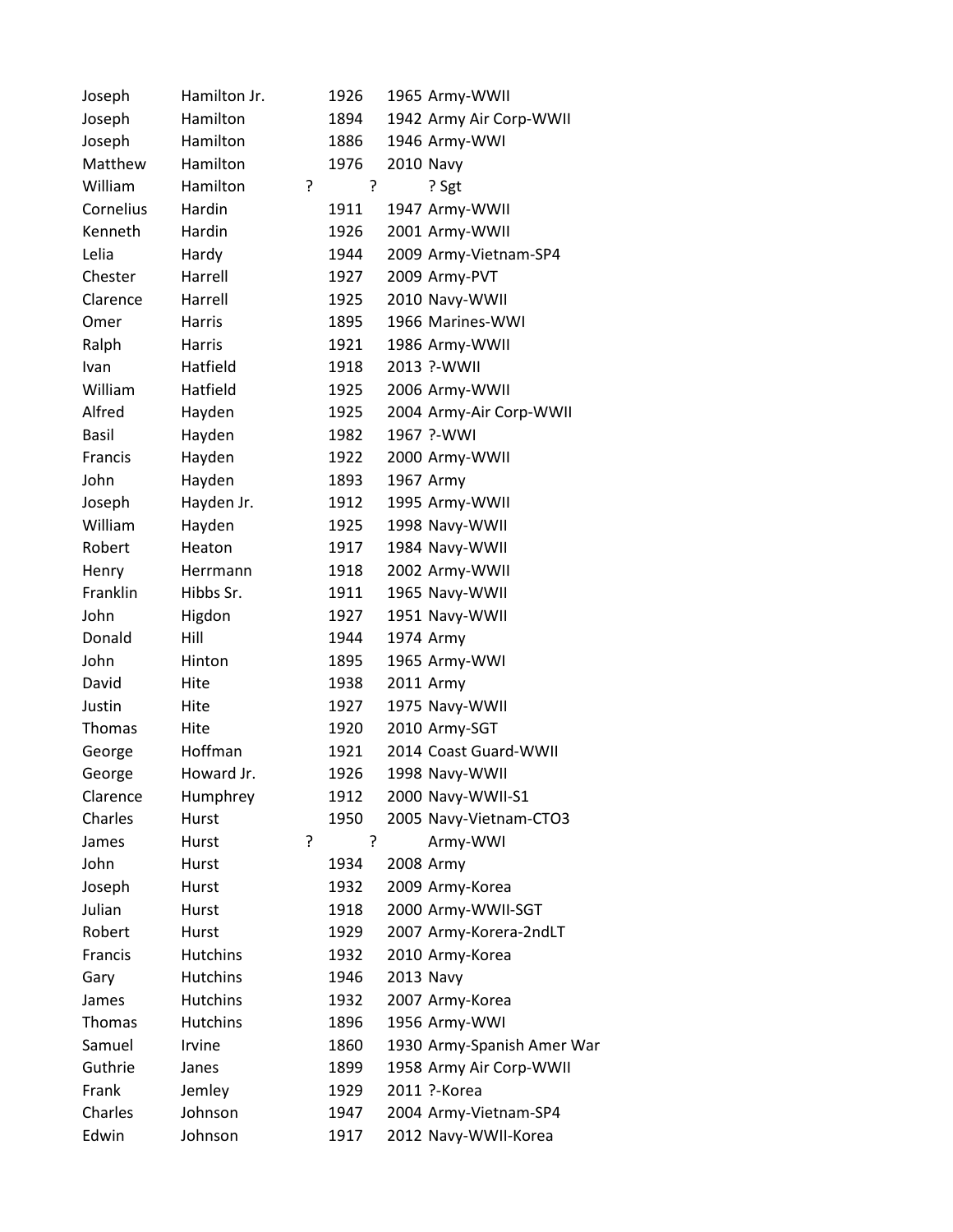| | | | | |
|---|---|---|---|---|
| Joseph | Hamilton Jr. | 1926 | 1965 | Army-WWII |
| Joseph | Hamilton | 1894 | 1942 | Army Air Corp-WWII |
| Joseph | Hamilton | 1886 | 1946 | Army-WWI |
| Matthew | Hamilton | 1976 | 2010 | Navy |
| William | Hamilton | ? | ? | ? Sgt |
| Cornelius | Hardin | 1911 | 1947 | Army-WWII |
| Kenneth | Hardin | 1926 | 2001 | Army-WWII |
| Lelia | Hardy | 1944 | 2009 | Army-Vietnam-SP4 |
| Chester | Harrell | 1927 | 2009 | Army-PVT |
| Clarence | Harrell | 1925 | 2010 | Navy-WWII |
| Omer | Harris | 1895 | 1966 | Marines-WWI |
| Ralph | Harris | 1921 | 1986 | Army-WWII |
| Ivan | Hatfield | 1918 | 2013 | ?-WWII |
| William | Hatfield | 1925 | 2006 | Army-WWII |
| Alfred | Hayden | 1925 | 2004 | Army-Air Corp-WWII |
| Basil | Hayden | 1982 | 1967 | ?-WWI |
| Francis | Hayden | 1922 | 2000 | Army-WWII |
| John | Hayden | 1893 | 1967 | Army |
| Joseph | Hayden Jr. | 1912 | 1995 | Army-WWII |
| William | Hayden | 1925 | 1998 | Navy-WWII |
| Robert | Heaton | 1917 | 1984 | Navy-WWII |
| Henry | Herrmann | 1918 | 2002 | Army-WWII |
| Franklin | Hibbs Sr. | 1911 | 1965 | Navy-WWII |
| John | Higdon | 1927 | 1951 | Navy-WWII |
| Donald | Hill | 1944 | 1974 | Army |
| John | Hinton | 1895 | 1965 | Army-WWI |
| David | Hite | 1938 | 2011 | Army |
| Justin | Hite | 1927 | 1975 | Navy-WWII |
| Thomas | Hite | 1920 | 2010 | Army-SGT |
| George | Hoffman | 1921 | 2014 | Coast Guard-WWII |
| George | Howard Jr. | 1926 | 1998 | Navy-WWII |
| Clarence | Humphrey | 1912 | 2000 | Navy-WWII-S1 |
| Charles | Hurst | 1950 | 2005 | Navy-Vietnam-CTO3 |
| James | Hurst | ? | ? | Army-WWI |
| John | Hurst | 1934 | 2008 | Army |
| Joseph | Hurst | 1932 | 2009 | Army-Korea |
| Julian | Hurst | 1918 | 2000 | Army-WWII-SGT |
| Robert | Hurst | 1929 | 2007 | Army-Korera-2ndLT |
| Francis | Hutchins | 1932 | 2010 | Army-Korea |
| Gary | Hutchins | 1946 | 2013 | Navy |
| James | Hutchins | 1932 | 2007 | Army-Korea |
| Thomas | Hutchins | 1896 | 1956 | Army-WWI |
| Samuel | Irvine | 1860 | 1930 | Army-Spanish Amer War |
| Guthrie | Janes | 1899 | 1958 | Army Air Corp-WWII |
| Frank | Jemley | 1929 | 2011 | ?-Korea |
| Charles | Johnson | 1947 | 2004 | Army-Vietnam-SP4 |
| Edwin | Johnson | 1917 | 2012 | Navy-WWII-Korea |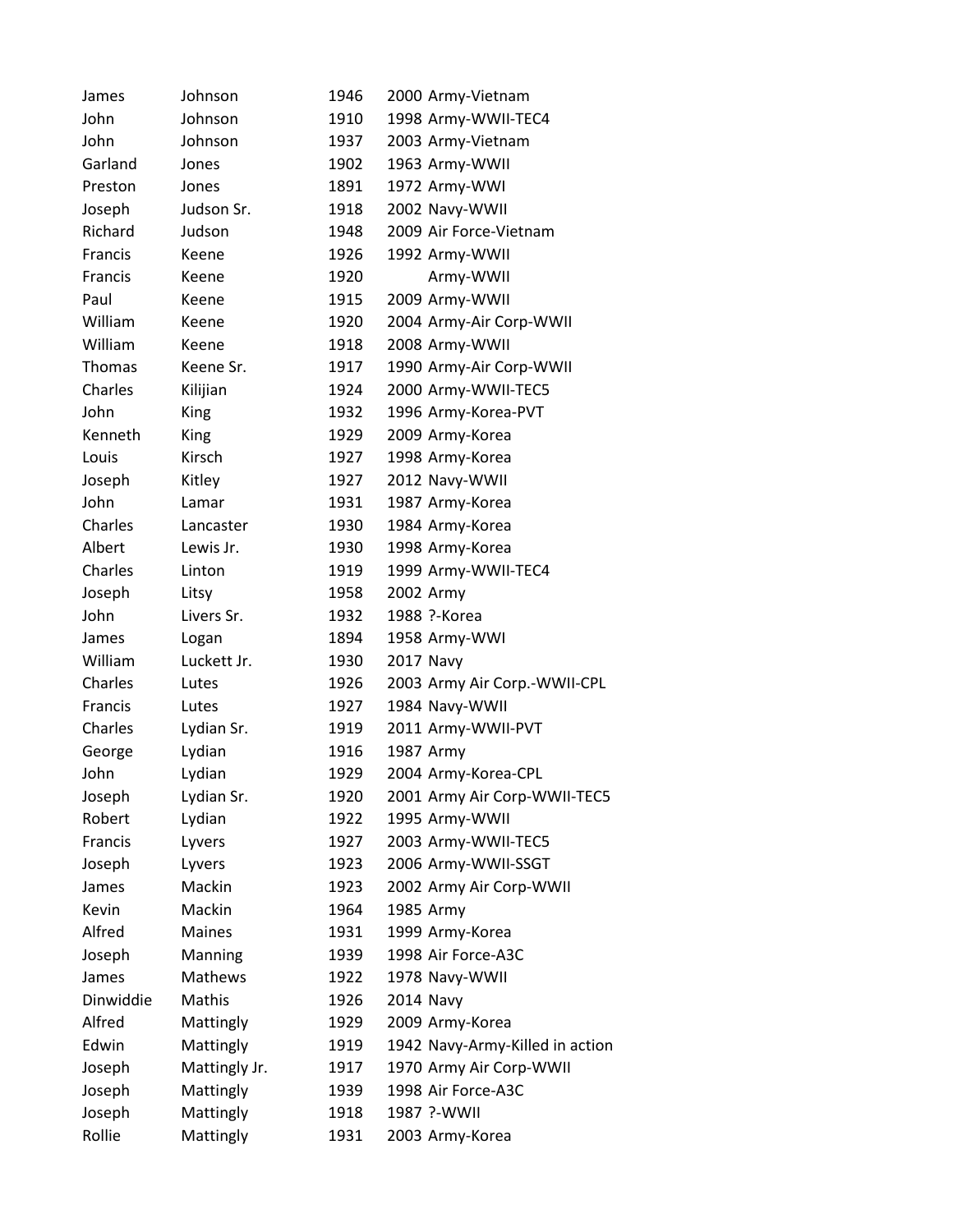| | | | | |
|---|---|---|---|---|
| James | Johnson | 1946 | 2000 | Army-Vietnam |
| John | Johnson | 1910 | 1998 | Army-WWII-TEC4 |
| John | Johnson | 1937 | 2003 | Army-Vietnam |
| Garland | Jones | 1902 | 1963 | Army-WWII |
| Preston | Jones | 1891 | 1972 | Army-WWI |
| Joseph | Judson Sr. | 1918 | 2002 | Navy-WWII |
| Richard | Judson | 1948 | 2009 | Air Force-Vietnam |
| Francis | Keene | 1926 | 1992 | Army-WWII |
| Francis | Keene | 1920 | | Army-WWII |
| Paul | Keene | 1915 | 2009 | Army-WWII |
| William | Keene | 1920 | 2004 | Army-Air Corp-WWII |
| William | Keene | 1918 | 2008 | Army-WWII |
| Thomas | Keene Sr. | 1917 | 1990 | Army-Air Corp-WWII |
| Charles | Kilijian | 1924 | 2000 | Army-WWII-TEC5 |
| John | King | 1932 | 1996 | Army-Korea-PVT |
| Kenneth | King | 1929 | 2009 | Army-Korea |
| Louis | Kirsch | 1927 | 1998 | Army-Korea |
| Joseph | Kitley | 1927 | 2012 | Navy-WWII |
| John | Lamar | 1931 | 1987 | Army-Korea |
| Charles | Lancaster | 1930 | 1984 | Army-Korea |
| Albert | Lewis Jr. | 1930 | 1998 | Army-Korea |
| Charles | Linton | 1919 | 1999 | Army-WWII-TEC4 |
| Joseph | Litsy | 1958 | 2002 | Army |
| John | Livers Sr. | 1932 | 1988 | ?-Korea |
| James | Logan | 1894 | 1958 | Army-WWI |
| William | Luckett Jr. | 1930 | 2017 | Navy |
| Charles | Lutes | 1926 | 2003 | Army Air Corp.-WWII-CPL |
| Francis | Lutes | 1927 | 1984 | Navy-WWII |
| Charles | Lydian Sr. | 1919 | 2011 | Army-WWII-PVT |
| George | Lydian | 1916 | 1987 | Army |
| John | Lydian | 1929 | 2004 | Army-Korea-CPL |
| Joseph | Lydian Sr. | 1920 | 2001 | Army Air Corp-WWII-TEC5 |
| Robert | Lydian | 1922 | 1995 | Army-WWII |
| Francis | Lyvers | 1927 | 2003 | Army-WWII-TEC5 |
| Joseph | Lyvers | 1923 | 2006 | Army-WWII-SSGT |
| James | Mackin | 1923 | 2002 | Army Air Corp-WWII |
| Kevin | Mackin | 1964 | 1985 | Army |
| Alfred | Maines | 1931 | 1999 | Army-Korea |
| Joseph | Manning | 1939 | 1998 | Air Force-A3C |
| James | Mathews | 1922 | 1978 | Navy-WWII |
| Dinwiddie | Mathis | 1926 | 2014 | Navy |
| Alfred | Mattingly | 1929 | 2009 | Army-Korea |
| Edwin | Mattingly | 1919 | 1942 | Navy-Army-Killed in action |
| Joseph | Mattingly Jr. | 1917 | 1970 | Army Air Corp-WWII |
| Joseph | Mattingly | 1939 | 1998 | Air Force-A3C |
| Joseph | Mattingly | 1918 | 1987 | ?-WWII |
| Rollie | Mattingly | 1931 | 2003 | Army-Korea |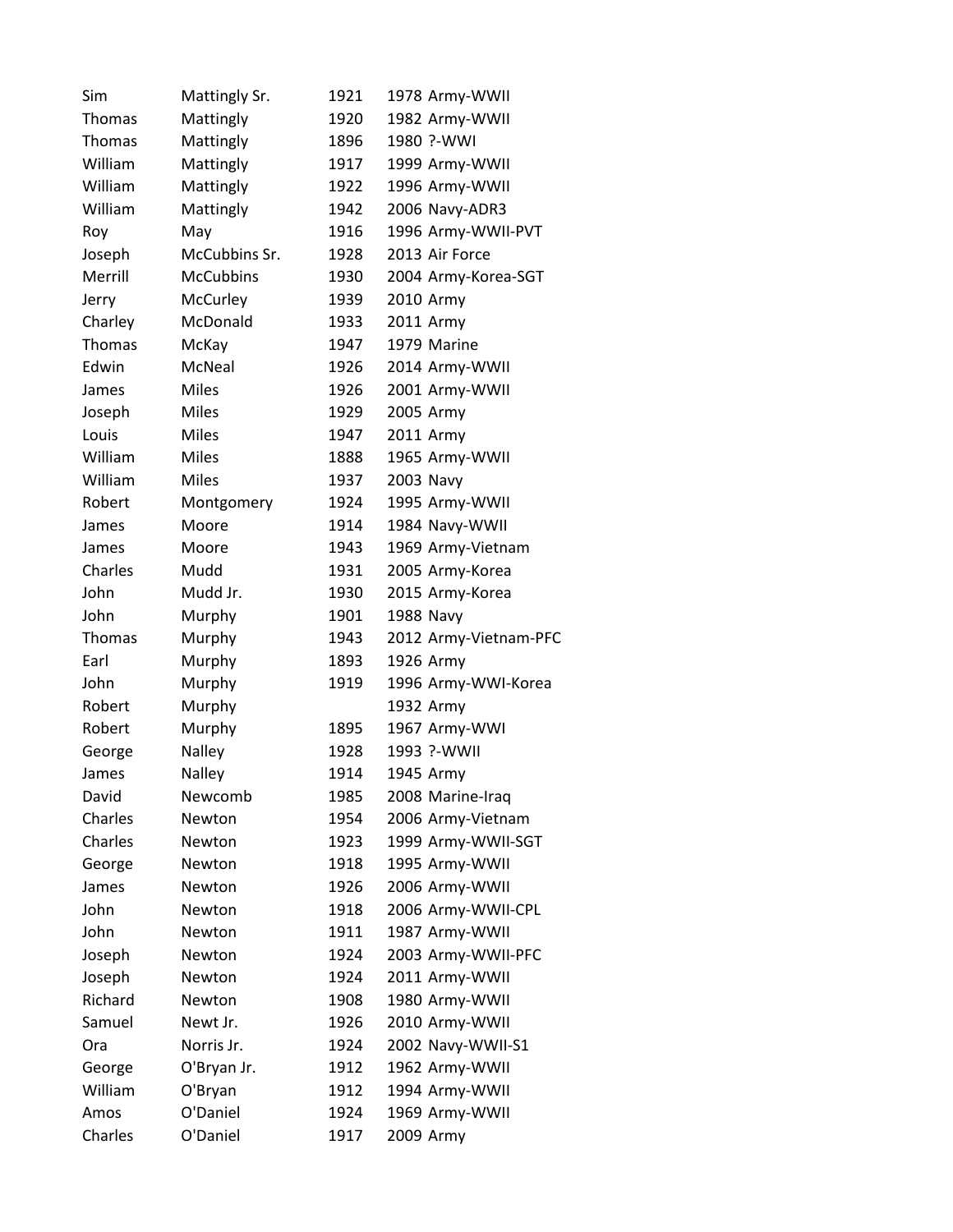| Sim | Mattingly Sr. | 1921 | 1978 | Army-WWII |
|---|---|---|---|---|
| Thomas | Mattingly | 1920 | 1982 | Army-WWII |
| Thomas | Mattingly | 1896 | 1980 | ?-WWI |
| William | Mattingly | 1917 | 1999 | Army-WWII |
| William | Mattingly | 1922 | 1996 | Army-WWII |
| William | Mattingly | 1942 | 2006 | Navy-ADR3 |
| Roy | May | 1916 | 1996 | Army-WWII-PVT |
| Joseph | McCubbins Sr. | 1928 | 2013 | Air Force |
| Merrill | McCubbins | 1930 | 2004 | Army-Korea-SGT |
| Jerry | McCurley | 1939 | 2010 | Army |
| Charley | McDonald | 1933 | 2011 | Army |
| Thomas | McKay | 1947 | 1979 | Marine |
| Edwin | McNeal | 1926 | 2014 | Army-WWII |
| James | Miles | 1926 | 2001 | Army-WWII |
| Joseph | Miles | 1929 | 2005 | Army |
| Louis | Miles | 1947 | 2011 | Army |
| William | Miles | 1888 | 1965 | Army-WWII |
| William | Miles | 1937 | 2003 | Navy |
| Robert | Montgomery | 1924 | 1995 | Army-WWII |
| James | Moore | 1914 | 1984 | Navy-WWII |
| James | Moore | 1943 | 1969 | Army-Vietnam |
| Charles | Mudd | 1931 | 2005 | Army-Korea |
| John | Mudd Jr. | 1930 | 2015 | Army-Korea |
| John | Murphy | 1901 | 1988 | Navy |
| Thomas | Murphy | 1943 | 2012 | Army-Vietnam-PFC |
| Earl | Murphy | 1893 | 1926 | Army |
| John | Murphy | 1919 | 1996 | Army-WWI-Korea |
| Robert | Murphy | | 1932 | Army |
| Robert | Murphy | 1895 | 1967 | Army-WWI |
| George | Nalley | 1928 | 1993 | ?-WWII |
| James | Nalley | 1914 | 1945 | Army |
| David | Newcomb | 1985 | 2008 | Marine-Iraq |
| Charles | Newton | 1954 | 2006 | Army-Vietnam |
| Charles | Newton | 1923 | 1999 | Army-WWII-SGT |
| George | Newton | 1918 | 1995 | Army-WWII |
| James | Newton | 1926 | 2006 | Army-WWII |
| John | Newton | 1918 | 2006 | Army-WWII-CPL |
| John | Newton | 1911 | 1987 | Army-WWII |
| Joseph | Newton | 1924 | 2003 | Army-WWII-PFC |
| Joseph | Newton | 1924 | 2011 | Army-WWII |
| Richard | Newton | 1908 | 1980 | Army-WWII |
| Samuel | Newt Jr. | 1926 | 2010 | Army-WWII |
| Ora | Norris Jr. | 1924 | 2002 | Navy-WWII-S1 |
| George | O'Bryan Jr. | 1912 | 1962 | Army-WWII |
| William | O'Bryan | 1912 | 1994 | Army-WWII |
| Amos | O'Daniel | 1924 | 1969 | Army-WWII |
| Charles | O'Daniel | 1917 | 2009 | Army |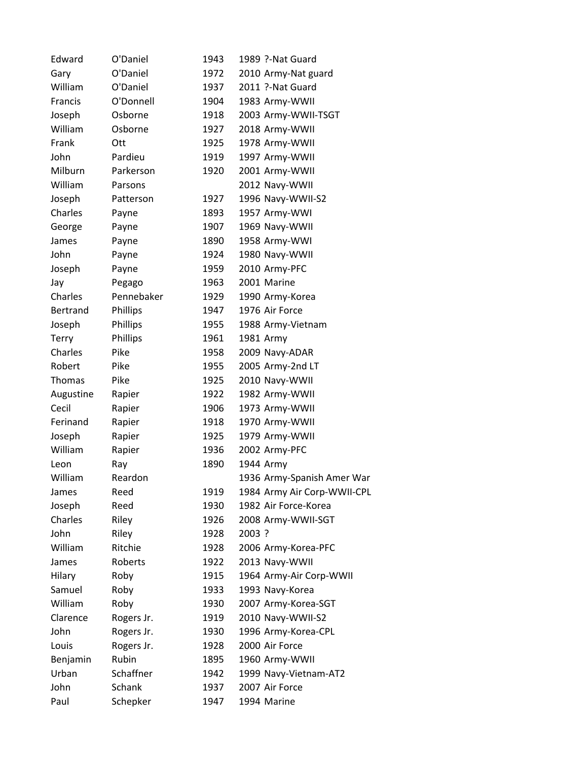| | | | | |
|---|---|---|---|---|
| Edward | O'Daniel | 1943 | 1989 | ?-Nat Guard |
| Gary | O'Daniel | 1972 | 2010 | Army-Nat guard |
| William | O'Daniel | 1937 | 2011 | ?-Nat Guard |
| Francis | O'Donnell | 1904 | 1983 | Army-WWII |
| Joseph | Osborne | 1918 | 2003 | Army-WWII-TSGT |
| William | Osborne | 1927 | 2018 | Army-WWII |
| Frank | Ott | 1925 | 1978 | Army-WWII |
| John | Pardieu | 1919 | 1997 | Army-WWII |
| Milburn | Parkerson | 1920 | 2001 | Army-WWII |
| William | Parsons | | 2012 | Navy-WWII |
| Joseph | Patterson | 1927 | 1996 | Navy-WWII-S2 |
| Charles | Payne | 1893 | 1957 | Army-WWI |
| George | Payne | 1907 | 1969 | Navy-WWII |
| James | Payne | 1890 | 1958 | Army-WWI |
| John | Payne | 1924 | 1980 | Navy-WWII |
| Joseph | Payne | 1959 | 2010 | Army-PFC |
| Jay | Pegago | 1963 | 2001 | Marine |
| Charles | Pennebaker | 1929 | 1990 | Army-Korea |
| Bertrand | Phillips | 1947 | 1976 | Air Force |
| Joseph | Phillips | 1955 | 1988 | Army-Vietnam |
| Terry | Phillips | 1961 | 1981 | Army |
| Charles | Pike | 1958 | 2009 | Navy-ADAR |
| Robert | Pike | 1955 | 2005 | Army-2nd LT |
| Thomas | Pike | 1925 | 2010 | Navy-WWII |
| Augustine | Rapier | 1922 | 1982 | Army-WWII |
| Cecil | Rapier | 1906 | 1973 | Army-WWII |
| Ferinand | Rapier | 1918 | 1970 | Army-WWII |
| Joseph | Rapier | 1925 | 1979 | Army-WWII |
| William | Rapier | 1936 | 2002 | Army-PFC |
| Leon | Ray | 1890 | 1944 | Army |
| William | Reardon | | 1936 | Army-Spanish Amer War |
| James | Reed | 1919 | 1984 | Army Air Corp-WWII-CPL |
| Joseph | Reed | 1930 | 1982 | Air Force-Korea |
| Charles | Riley | 1926 | 2008 | Army-WWII-SGT |
| John | Riley | 1928 | 2003 | ? |
| William | Ritchie | 1928 | 2006 | Army-Korea-PFC |
| James | Roberts | 1922 | 2013 | Navy-WWII |
| Hilary | Roby | 1915 | 1964 | Army-Air Corp-WWII |
| Samuel | Roby | 1933 | 1993 | Navy-Korea |
| William | Roby | 1930 | 2007 | Army-Korea-SGT |
| Clarence | Rogers Jr. | 1919 | 2010 | Navy-WWII-S2 |
| John | Rogers Jr. | 1930 | 1996 | Army-Korea-CPL |
| Louis | Rogers Jr. | 1928 | 2000 | Air Force |
| Benjamin | Rubin | 1895 | 1960 | Army-WWII |
| Urban | Schaffner | 1942 | 1999 | Navy-Vietnam-AT2 |
| John | Schank | 1937 | 2007 | Air Force |
| Paul | Schepker | 1947 | 1994 | Marine |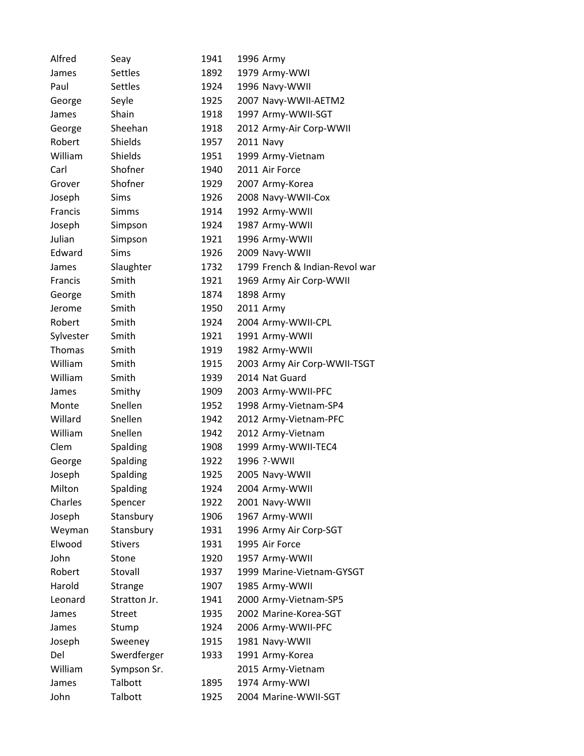| | | | |
|---|---|---|---|
| Alfred | Seay | 1941 | 1996 Army |
| James | Settles | 1892 | 1979 Army-WWI |
| Paul | Settles | 1924 | 1996 Navy-WWII |
| George | Seyle | 1925 | 2007 Navy-WWII-AETM2 |
| James | Shain | 1918 | 1997 Army-WWII-SGT |
| George | Sheehan | 1918 | 2012 Army-Air Corp-WWII |
| Robert | Shields | 1957 | 2011 Navy |
| William | Shields | 1951 | 1999 Army-Vietnam |
| Carl | Shofner | 1940 | 2011 Air Force |
| Grover | Shofner | 1929 | 2007 Army-Korea |
| Joseph | Sims | 1926 | 2008 Navy-WWII-Cox |
| Francis | Simms | 1914 | 1992 Army-WWII |
| Joseph | Simpson | 1924 | 1987 Army-WWII |
| Julian | Simpson | 1921 | 1996 Army-WWII |
| Edward | Sims | 1926 | 2009 Navy-WWII |
| James | Slaughter | 1732 | 1799 French & Indian-Revol war |
| Francis | Smith | 1921 | 1969 Army Air Corp-WWII |
| George | Smith | 1874 | 1898 Army |
| Jerome | Smith | 1950 | 2011 Army |
| Robert | Smith | 1924 | 2004 Army-WWII-CPL |
| Sylvester | Smith | 1921 | 1991 Army-WWII |
| Thomas | Smith | 1919 | 1982 Army-WWII |
| William | Smith | 1915 | 2003 Army Air Corp-WWII-TSGT |
| William | Smith | 1939 | 2014 Nat Guard |
| James | Smithy | 1909 | 2003 Army-WWII-PFC |
| Monte | Snellen | 1952 | 1998 Army-Vietnam-SP4 |
| Willard | Snellen | 1942 | 2012 Army-Vietnam-PFC |
| William | Snellen | 1942 | 2012 Army-Vietnam |
| Clem | Spalding | 1908 | 1999 Army-WWII-TEC4 |
| George | Spalding | 1922 | 1996 ?-WWII |
| Joseph | Spalding | 1925 | 2005 Navy-WWII |
| Milton | Spalding | 1924 | 2004 Army-WWII |
| Charles | Spencer | 1922 | 2001 Navy-WWII |
| Joseph | Stansbury | 1906 | 1967 Army-WWII |
| Weyman | Stansbury | 1931 | 1996 Army Air Corp-SGT |
| Elwood | Stivers | 1931 | 1995 Air Force |
| John | Stone | 1920 | 1957 Army-WWII |
| Robert | Stovall | 1937 | 1999 Marine-Vietnam-GYSGT |
| Harold | Strange | 1907 | 1985 Army-WWII |
| Leonard | Stratton Jr. | 1941 | 2000 Army-Vietnam-SP5 |
| James | Street | 1935 | 2002 Marine-Korea-SGT |
| James | Stump | 1924 | 2006 Army-WWII-PFC |
| Joseph | Sweeney | 1915 | 1981 Navy-WWII |
| Del | Swerdferger | 1933 | 1991 Army-Korea |
| William | Sympson Sr. | | 2015 Army-Vietnam |
| James | Talbott | 1895 | 1974 Army-WWI |
| John | Talbott | 1925 | 2004 Marine-WWII-SGT |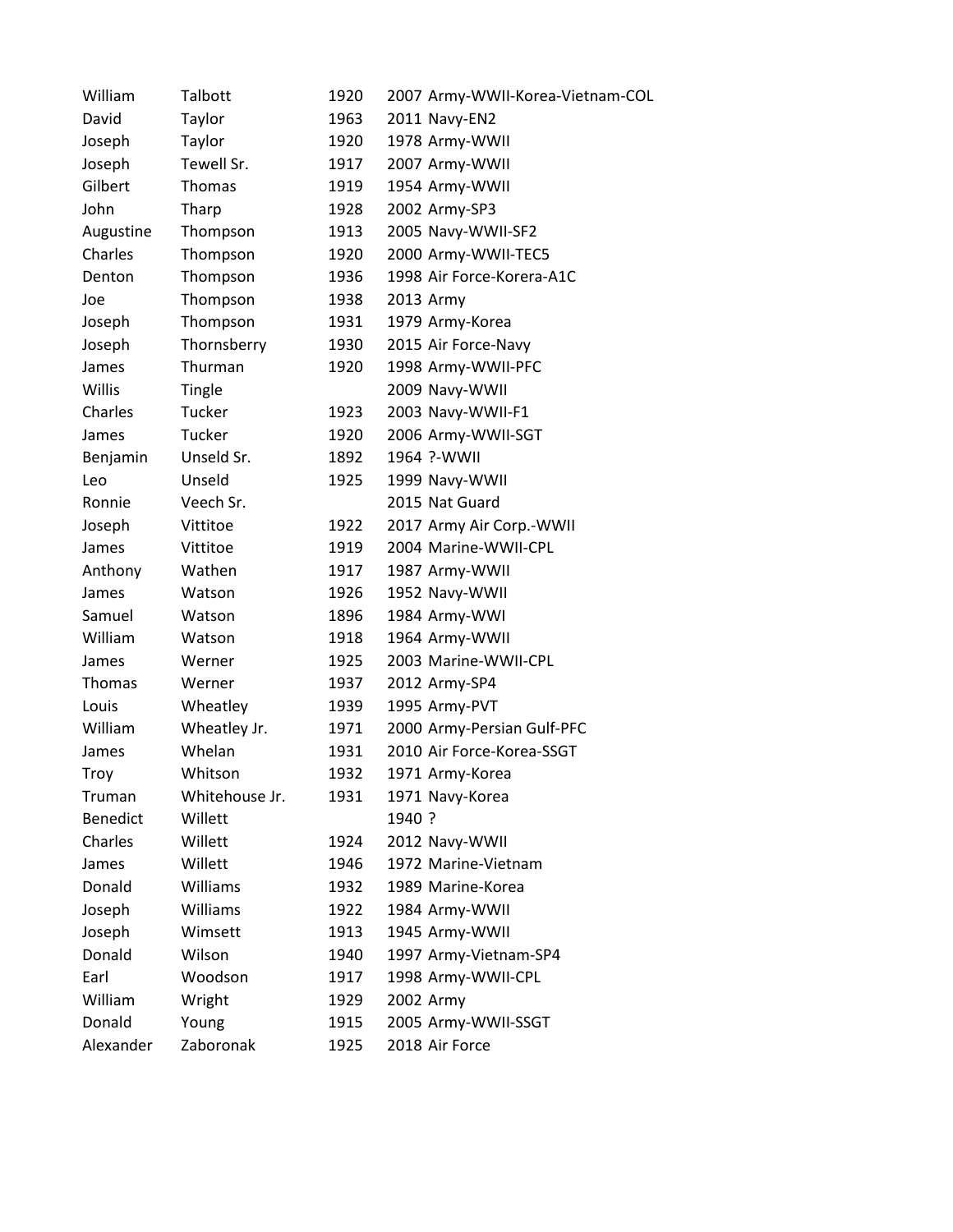| | | | | |
|---|---|---|---|---|
| William | Talbott | 1920 | 2007 | Army-WWII-Korea-Vietnam-COL |
| David | Taylor | 1963 | 2011 | Navy-EN2 |
| Joseph | Taylor | 1920 | 1978 | Army-WWII |
| Joseph | Tewell Sr. | 1917 | 2007 | Army-WWII |
| Gilbert | Thomas | 1919 | 1954 | Army-WWII |
| John | Tharp | 1928 | 2002 | Army-SP3 |
| Augustine | Thompson | 1913 | 2005 | Navy-WWII-SF2 |
| Charles | Thompson | 1920 | 2000 | Army-WWII-TEC5 |
| Denton | Thompson | 1936 | 1998 | Air Force-Korera-A1C |
| Joe | Thompson | 1938 | 2013 | Army |
| Joseph | Thompson | 1931 | 1979 | Army-Korea |
| Joseph | Thornsberry | 1930 | 2015 | Air Force-Navy |
| James | Thurman | 1920 | 1998 | Army-WWII-PFC |
| Willis | Tingle | | 2009 | Navy-WWII |
| Charles | Tucker | 1923 | 2003 | Navy-WWII-F1 |
| James | Tucker | 1920 | 2006 | Army-WWII-SGT |
| Benjamin | Unseld Sr. | 1892 | 1964 | ?-WWII |
| Leo | Unseld | 1925 | 1999 | Navy-WWII |
| Ronnie | Veech Sr. | | 2015 | Nat Guard |
| Joseph | Vittitoe | 1922 | 2017 | Army Air Corp.-WWII |
| James | Vittitoe | 1919 | 2004 | Marine-WWII-CPL |
| Anthony | Wathen | 1917 | 1987 | Army-WWII |
| James | Watson | 1926 | 1952 | Navy-WWII |
| Samuel | Watson | 1896 | 1984 | Army-WWI |
| William | Watson | 1918 | 1964 | Army-WWII |
| James | Werner | 1925 | 2003 | Marine-WWII-CPL |
| Thomas | Werner | 1937 | 2012 | Army-SP4 |
| Louis | Wheatley | 1939 | 1995 | Army-PVT |
| William | Wheatley Jr. | 1971 | 2000 | Army-Persian Gulf-PFC |
| James | Whelan | 1931 | 2010 | Air Force-Korea-SSGT |
| Troy | Whitson | 1932 | 1971 | Army-Korea |
| Truman | Whitehouse Jr. | 1931 | 1971 | Navy-Korea |
| Benedict | Willett | | 1940 | ? |
| Charles | Willett | 1924 | 2012 | Navy-WWII |
| James | Willett | 1946 | 1972 | Marine-Vietnam |
| Donald | Williams | 1932 | 1989 | Marine-Korea |
| Joseph | Williams | 1922 | 1984 | Army-WWII |
| Joseph | Wimsett | 1913 | 1945 | Army-WWII |
| Donald | Wilson | 1940 | 1997 | Army-Vietnam-SP4 |
| Earl | Woodson | 1917 | 1998 | Army-WWII-CPL |
| William | Wright | 1929 | 2002 | Army |
| Donald | Young | 1915 | 2005 | Army-WWII-SSGT |
| Alexander | Zaboronak | 1925 | 2018 | Air Force |